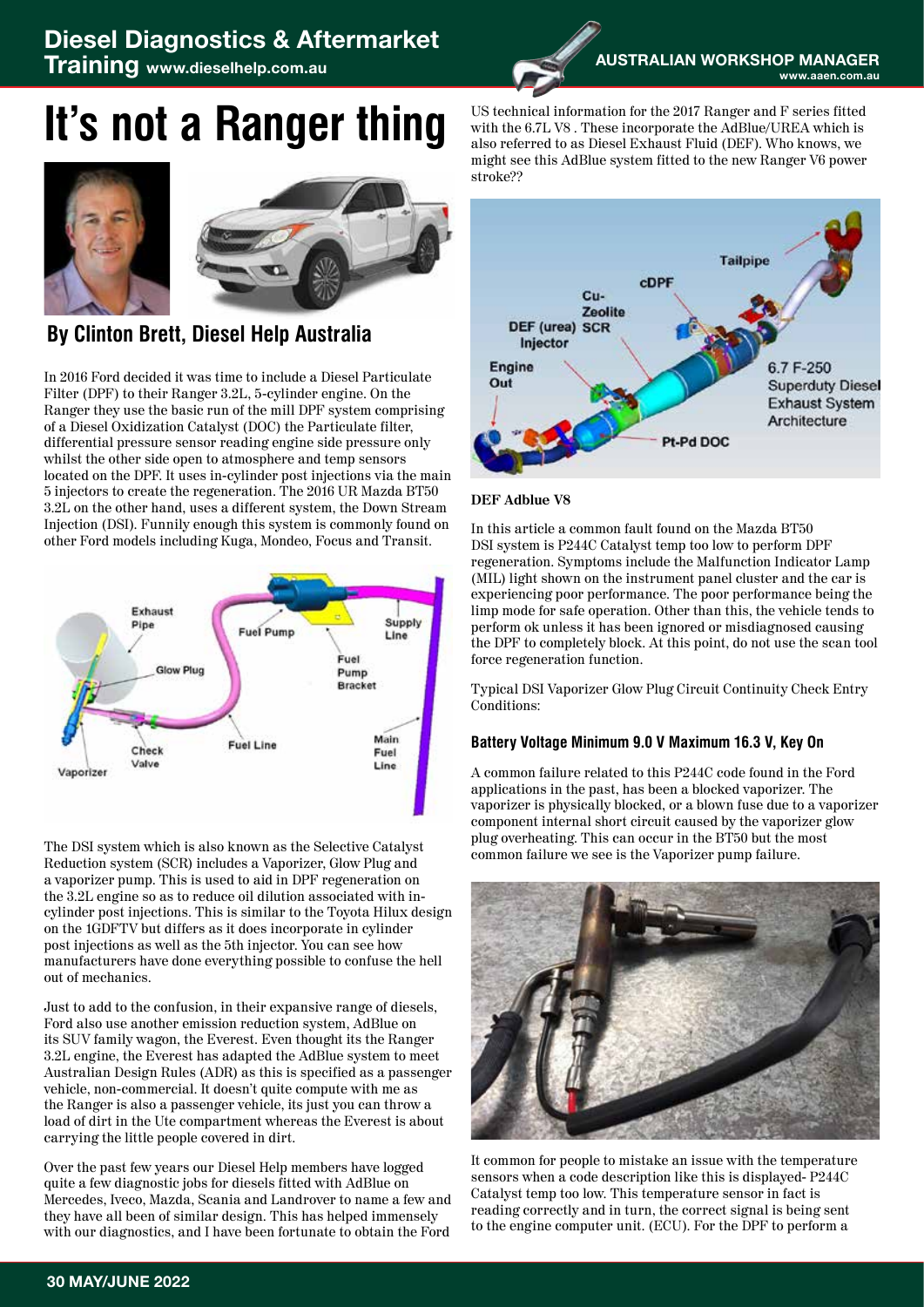# It's not a Ranger thing

## By Clinton Brett, Diesel Help Australia

In 2016 Ford decided it was time to include a Diesel Particulate Filter (DPF) to their Ranger 3.2L, 5-cylinder engine. On the Ranger they use the basic run of the mill DPF system comprising of a Diesel Oxidization Catalyst (DOC) the Particulate filter, differential pressure sensor reading engine side pressure only whilst the other side open to atmosphere and temp sensors located on the DPF. It uses in-cylinder post injections via the main 5 injectors to create the regeneration. The 2016 UR Mazda BT50 3.2L on the other hand, uses a different system, the Down Stream Injection (DSI). Funnily enough this system is commonly found on other Ford models including Kuga, Mondeo, Focus and Transit.

Exhaust Pipe
Fuel Pump
Supply Line
Glow Plug
Fuel Pump Bracket
Check Valve
Fuel Line
Main Fuel Line
Vaporizer

The DSI system which is also known as the Selective Catalyst Reduction system (SCR) includes a Vaporizer, Glow Plug and a vaporizer pump. This is used to aid in DPF regeneration on the 3.2L engine so as to reduce oil dilution associated with in-cylinder post injections. This is similar to the Toyota Hilux design on the 1GDFTV but differs as it does incorporate in cylinder post injections as well as the 5th injector. You can see how manufacturers have done everything possible to confuse the hell out of mechanics.

Just to add to the confusion, in their expansive range of diesels, Ford also use another emission reduction system, AdBlue on its SUV family wagon, the Everest. Even thought its the Ranger 3.2L engine, the Everest has adapted the AdBlue system to meet Australian Design Rules (ADR) as this is specified as a passenger vehicle, non-commercial. It doesn't quite compute with me as the Ranger is also a passenger vehicle, its just you can throw a load of dirt in the Ute compartment whereas the Everest is about carrying the little people covered in dirt.

Over the past few years our Diesel Help members have logged quite a few diagnostic jobs for diesels fitted with AdBlue on Mercedes, Iveco, Mazda, Scania and Landrover to name a few and they have all been of similar design. This has helped immensely with our diagnostics, and I have been fortunate to obtain the Ford US technical information for the 2017 Ranger and F series fitted with the 6.7L V8 . These incorporate the AdBlue/UREA which is also referred to as Diesel Exhaust Fluid (DEF). Who knows, we might see this AdBlue system fitted to the new Ranger V6 power stroke??

Tailpipe
cDPF
Cu-Zeolite SCR
DEF (urea) Injector
Engine Out
6.7 F-250 Superduty Diesel Exhaust System Architecture
Pt-Pd DOC

**DEF Adblue V8**

In this article a common fault found on the Mazda BT50 DSI system is P244C Catalyst temp too low to perform DPF regeneration. Symptoms include the Malfunction Indicator Lamp (MIL) light shown on the instrument panel cluster and the car is experiencing poor performance. The poor performance being the limp mode for safe operation. Other than this, the vehicle tends to perform ok unless it has been ignored or misdiagnosed causing the DPF to completely block. At this point, do not use the scan tool force regeneration function.

Typical DSI Vaporizer Glow Plug Circuit Continuity Check Entry Conditions:

### Battery Voltage Minimum 9.0 V Maximum 16.3 V, Key On

A common failure related to this P244C code found in the Ford applications in the past, has been a blocked vaporizer. The vaporizer is physically blocked, or a blown fuse due to a vaporizer component internal short circuit caused by the vaporizer glow plug overheating. This can occur in the BT50 but the most common failure we see is the Vaporizer pump failure.

It common for people to mistake an issue with the temperature sensors when a code description like this is displayed- P244C Catalyst temp too low. This temperature sensor in fact is reading correctly and in turn, the correct signal is being sent to the engine computer unit. (ECU). For the DPF to perform a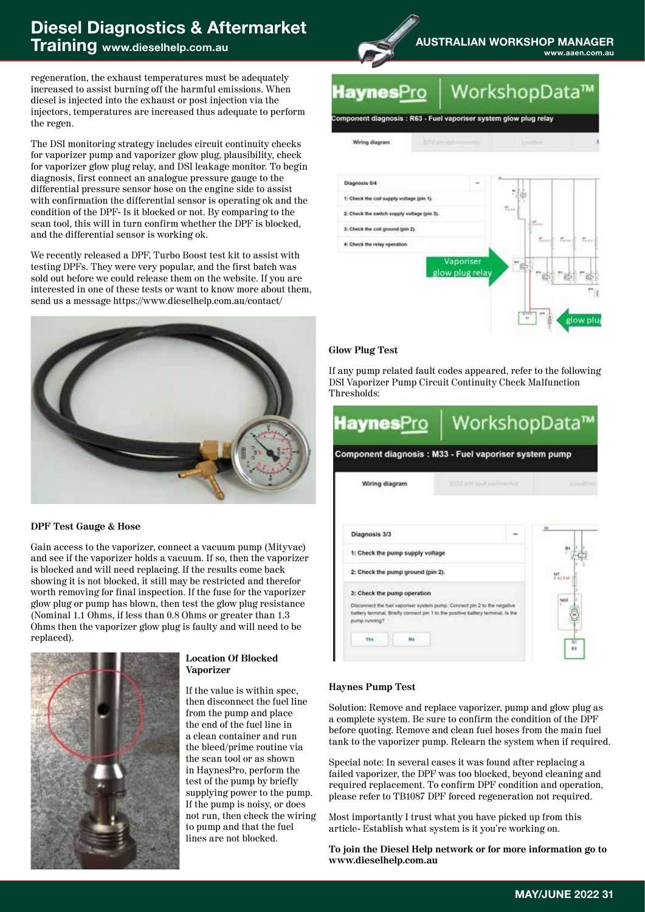regeneration, the exhaust temperatures must be adequately increased to assist burning off the harmful emissions. When diesel is injected into the exhaust or post injection via the injectors, temperatures are increased thus adequate to perform the regen.

The DSI monitoring strategy includes circuit continuity checks for vaporizer pump and vaporizer glow plug, plausibility, check for vaporizer glow plug relay, and DSI leakage monitor. To begin diagnosis, first connect an analogue pressure gauge to the differential pressure sensor hose on the engine side to assist with confirmation the differential sensor is operating ok and the condition of the DPF- Is it blocked or not. By comparing to the scan tool, this will in turn confirm whether the DPF is blocked, and the differential sensor is working ok.

We recently released a DPF, Turbo Boost test kit to assist with testing DPFs. They were very popular, and the first batch was sold out before we could release them on the website. If you are interested in one of these tests or want to know more about them, send us a message https://www.dieselhelp.com.au/contact/

**DPF Test Gauge & Hose**

Gain access to the vaporizer, connect a vacuum pump (Mityvac) and see if the vaporizer holds a vacuum. If so, then the vaporizer is blocked and will need replacing. If the results come back showing it is not blocked, it still may be restricted and therefor worth removing for final inspection. If the fuse for the vaporizer glow plug or pump has blown, then test the glow plug resistance (Nominal 1.1 Ohms, if less than 0.8 Ohms or greater than 1.3 Ohms then the vaporizer glow plug is faulty and will need to be replaced).

**Location Of Blocked Vaporizer**

If the value is within spec, then disconnect the fuel line from the pump and place the end of the fuel line in a clean container and run the bleed/prime routine via the scan tool or as shown in HaynesPro, perform the test of the pump by briefly supplying power to the pump. If the pump is noisy, or does not run, then check the wiring to pump and that the fuel lines are not blocked.

HaynesPro | WorkshopData™

Component diagnosis : R63 - Fuel vaporiser system glow plug relay

Wiring diagram

Diagnosis 0/4

1: Check the coil supply voltage (pin 1).

2: Check the switch supply voltage (pin 3).

3: Check the coil ground (pin 2).

4: Check the relay operation

Vaporiser glow plug relay

glow plug

**Glow Plug Test**

If any pump related fault codes appeared, refer to the following DSI Vaporizer Pump Circuit Continuity Check Malfunction Thresholds:

HaynesPro | WorkshopData™

Component diagnosis : M33 - Fuel vaporiser system pump

Wiring diagram

Diagnosis 3/3

1: Check the pump supply voltage

2: Check the pump ground (pin 2).

3: Check the pump operation

Disconnect the fuel vaporiser system pump. Connect pin 2 to the negative battery terminal. Briefly connect pin 1 to the positive battery terminal. Is the pump running?

Yes No

**Haynes Pump Test**

Solution: Remove and replace vaporizer, pump and glow plug as a complete system. Be sure to confirm the condition of the DPF before quoting. Remove and clean fuel hoses from the main fuel tank to the vaporizer pump. Relearn the system when if required.

Special note: In several cases it was found after replacing a failed vaporizer, the DPF was too blocked, beyond cleaning and required replacement. To confirm DPF condition and operation, please refer to TB1087 DPF forced regeneration not required.

Most importantly I trust what you have picked up from this article- Establish what system is it you're working on.

**To join the Diesel Help network or for more information go to www.dieselhelp.com.au**